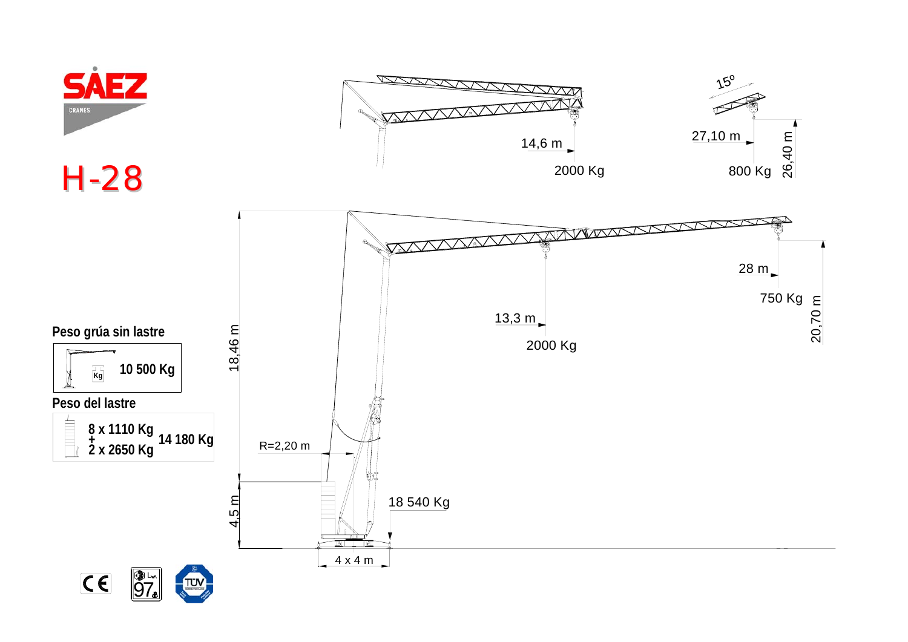SAEZ CRANES

# H-28

14,6 m

2000 Kg

15º

27,10 m

800 Kg

26,40 m

28 m

750 Kg

20,70 m

13,3 m

2000 Kg

18,46 m

R=2,20 m

4,5 m

18 540 Kg

4 x 4 m

**Peso grúa sin lastre**

**10 500 Kg**

**Peso del lastre**

**8 x 1110 Kg**
**+**
**2 x 2650 Kg**

**14 180 Kg**

CE

$L_{WA}$ 97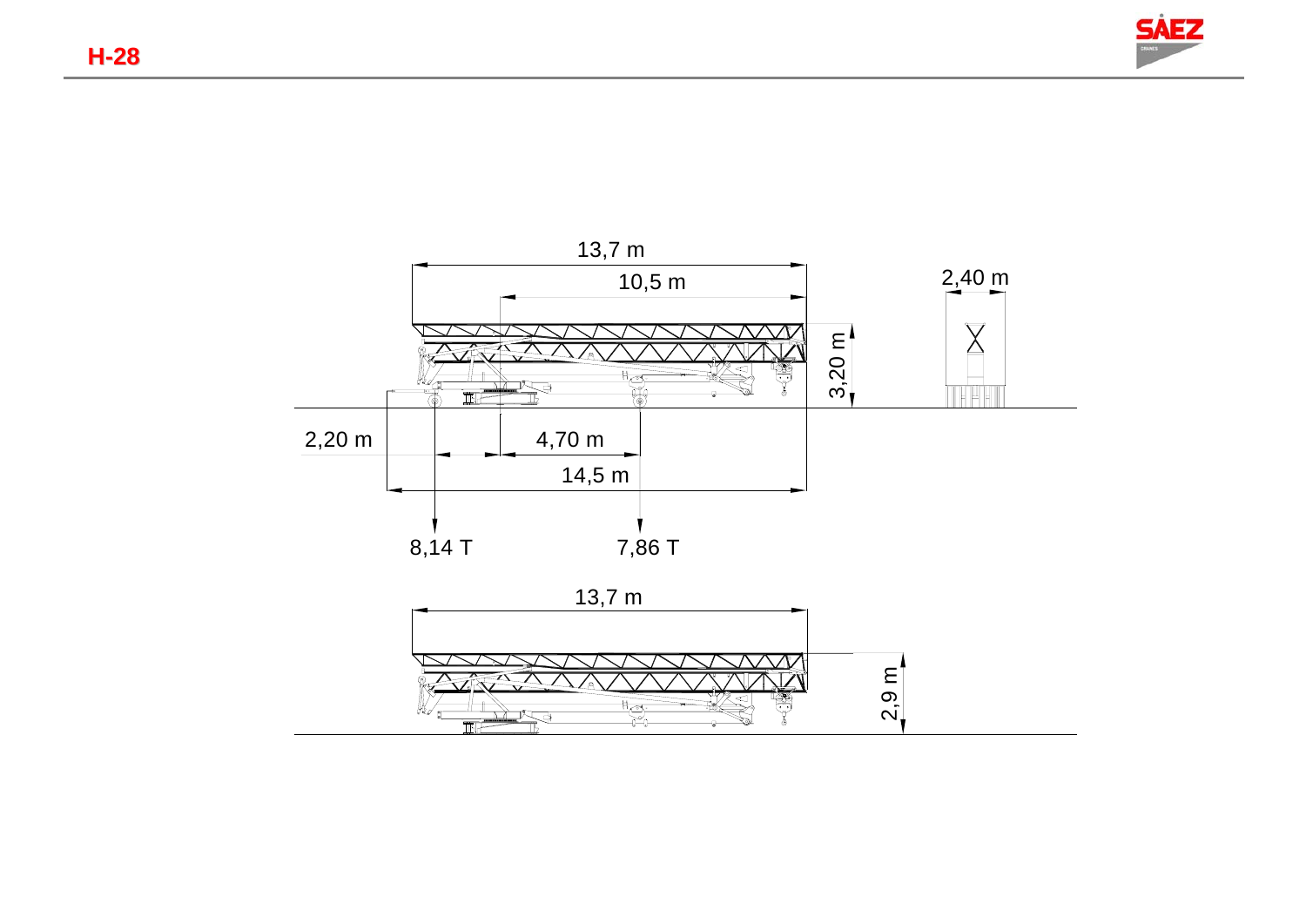# H-28

13,7 m

10,5 m

3,20 m

2,40 m

2,20 m

4,70 m

14,5 m

8,14 T

7,86 T

13,7 m

2,9 m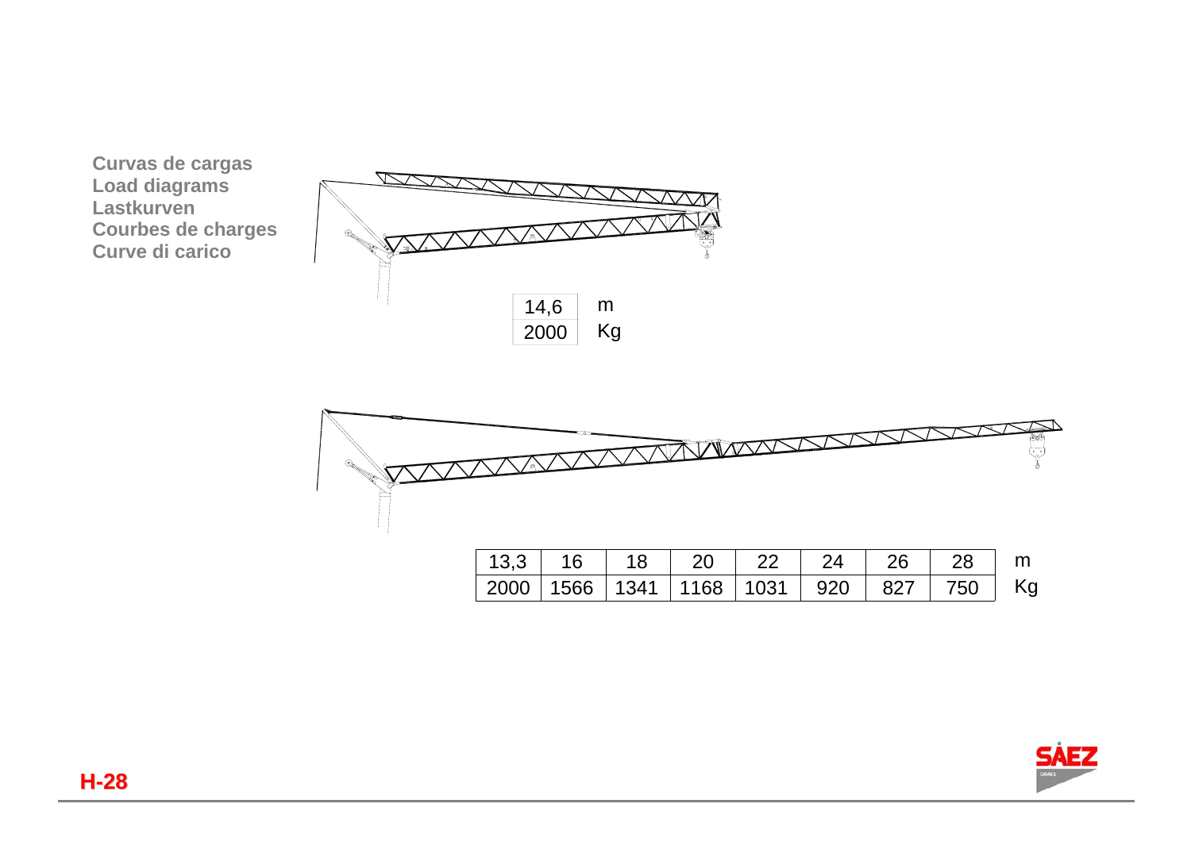**Curvas de cargas**
**Load diagrams**
**Lastkurven**
**Courbes de charges**
**Curve di carico**

| 14,6 | m |
| --- | --- |
| 2000 | Kg |

| 13,3 | 16 | 18 | 20 | 22 | 24 | 26 | 28 | m |
| --- | --- | --- | --- | --- | --- | --- | --- | --- |
| 2000 | 1566 | 1341 | 1168 | 1031 | 920 | 827 | 750 | Kg |

**H-28**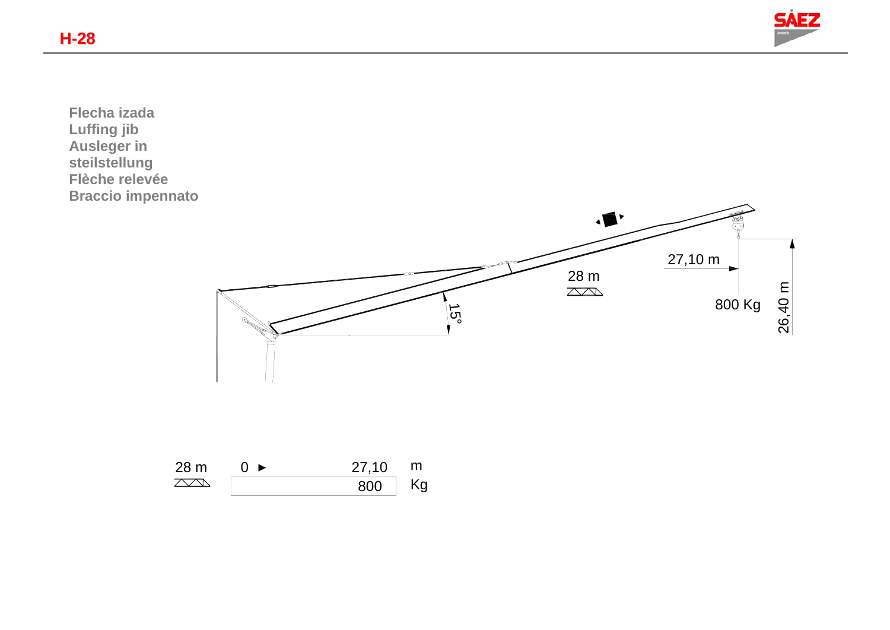# H-28

**Flecha izada**
**Luffing jib**
**Ausleger in steilstellung**
**Flèche relevée**
**Braccio impennato**

15°

28 m

27,10 m

800 Kg

26,40 m

| 28 m | 0 ► | 27,10 | m |
|---|---|---|---|
| | | 800 | Kg |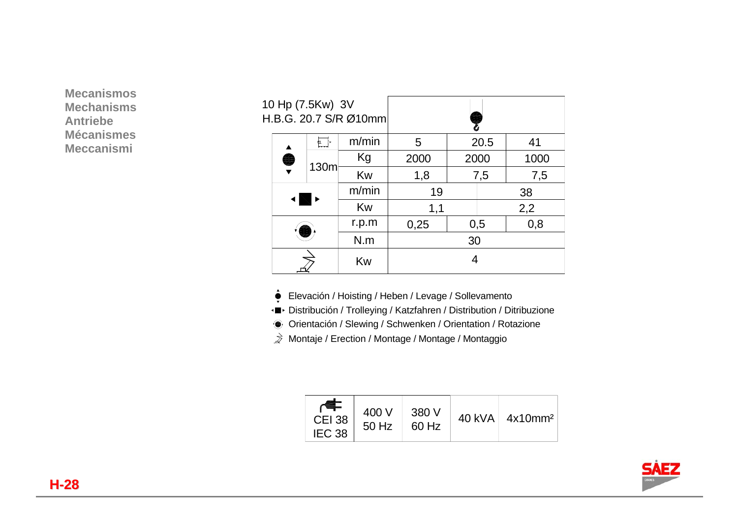**Mecanismos**
**Mechanisms**
**Antriebe**
**Mécanismes**
**Meccanismi**

10 Hp (7.5Kw) 3V
H.B.G. 20.7 S/R Ø10mm

| | | | | | |
|---|---|---|---|---|---|
| Elevación | 130m | m/min | 5 | 20.5 | 41 |
| | | Kg | 2000 | 2000 | 1000 |
| | | Kw | 1,8 | 7,5 | 7,5 |
| Distribución | | m/min | 19 | | 38 |
| | | Kw | 1,1 | | 2,2 |
| Orientación | | r.p.m | 0,25 | 0,5 | 0,8 |
| | | N.m | 30 | | |
| Montaje | | Kw | 4 | | |

- Elevación / Hoisting / Heben / Levage / Sollevamento
- Distribución / Trolleying / Katzfahren / Distribution / Ditribuzione
- Orientación / Slewing / Schwenken / Orientation / Rotazione
- Montaje / Erection / Montage / Montage / Montaggio

| CEI 38 IEC 38 | 400 V 50 Hz | 380 V 60 Hz | 40 kVA | 4x10mm² |
|---|---|---|---|---|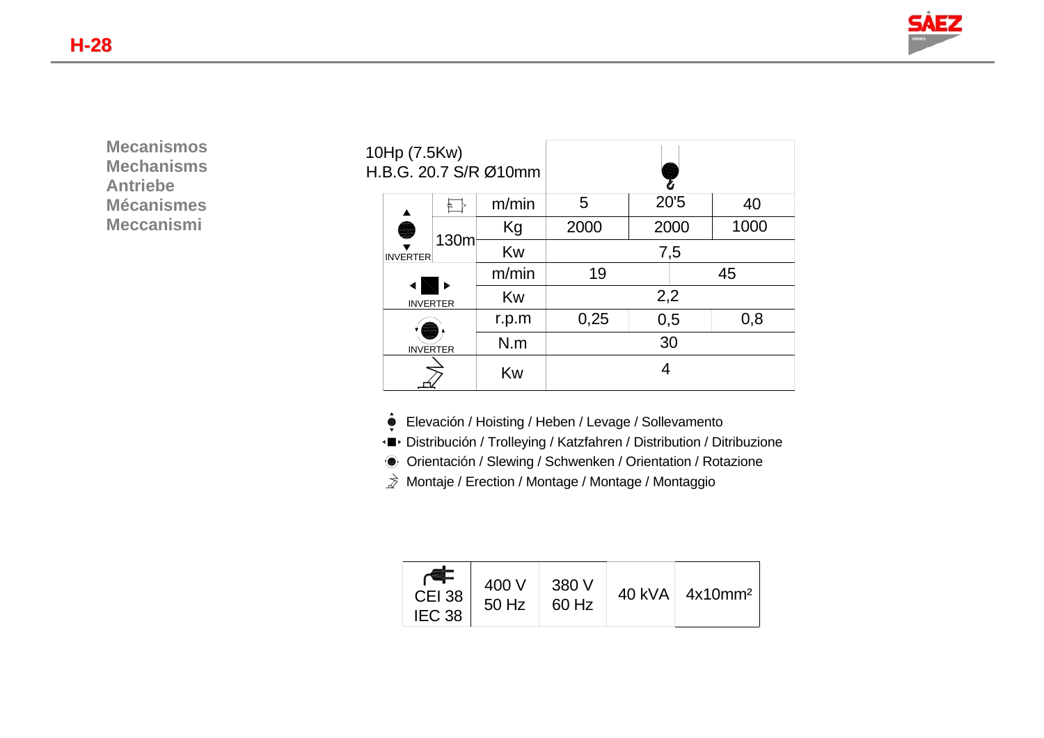## H-28

**Mecanismos**
**Mechanisms**
**Antriebe**
**Mécanismes**
**Meccanismi**

10Hp (7.5Kw)
H.B.G. 20.7 S/R Ø10mm

| | | | | | |
|---|---|---|---|---|---|
| Elevación INVERTER | | m/min | 5 | 20'5 | 40 |
| | 130m | Kg | 2000 | 2000 | 1000 |
| | | Kw | 7,5 | | |
| Distribución INVERTER | | m/min | 19 | 45 | |
| | | Kw | 2,2 | | |
| Orientación INVERTER | | r.p.m | 0,25 | 0,5 | 0,8 |
| | | N.m | 30 | | |
| Montaje | | Kw | 4 | | |

- Elevación / Hoisting / Heben / Levage / Sollevamento
- Distribución / Trolleying / Katzfahren / Distribution / Ditribuzione
- Orientación / Slewing / Schwenken / Orientation / Rotazione
- Montaje / Erection / Montage / Montage / Montaggio

| CEI 38 IEC 38 | 400 V 50 Hz | 380 V 60 Hz | 40 kVA | 4x10mm² |
|---|---|---|---|---|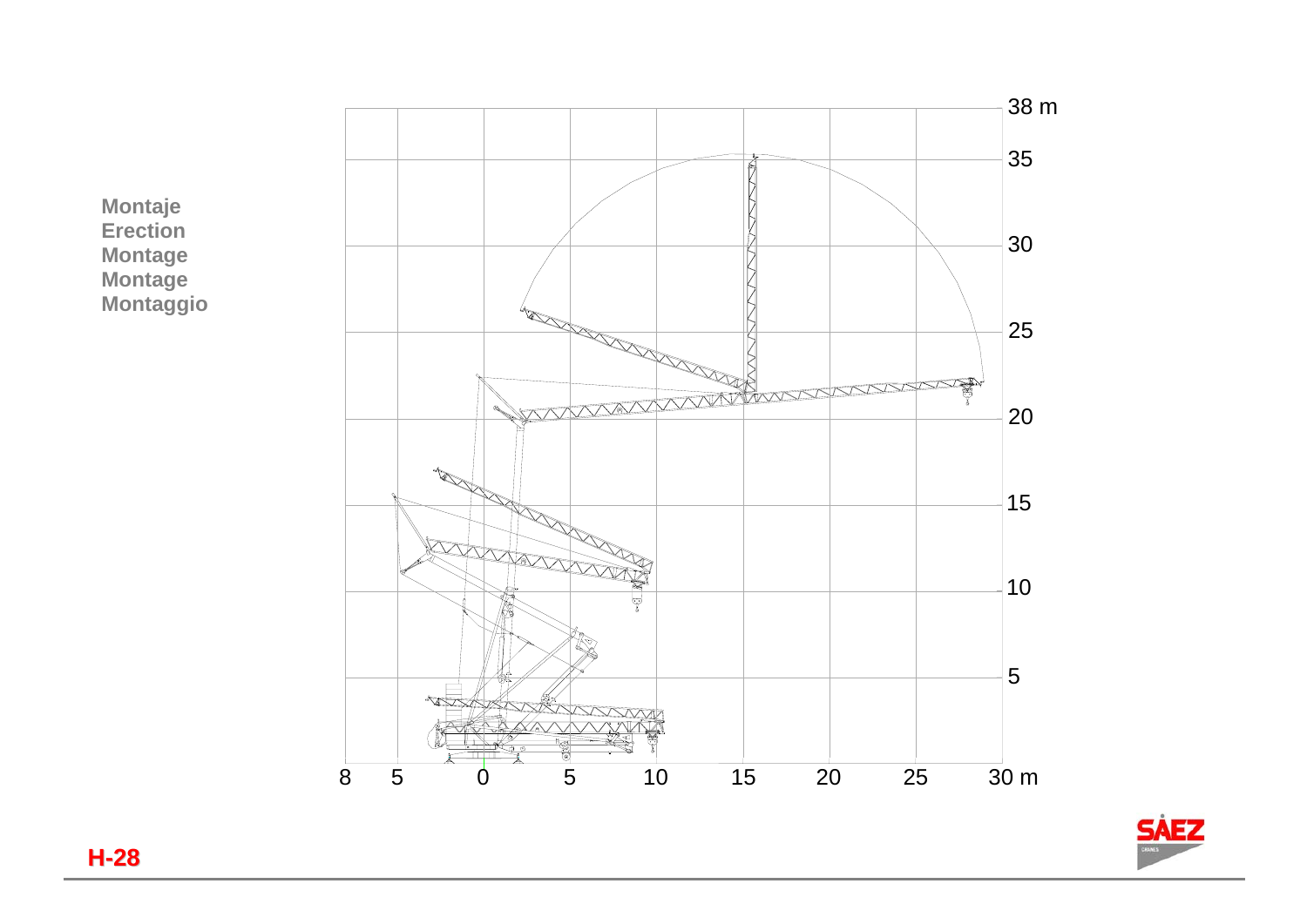**Montaje**
**Erection**
**Montage**
**Montage**
**Montaggio**

**H-28**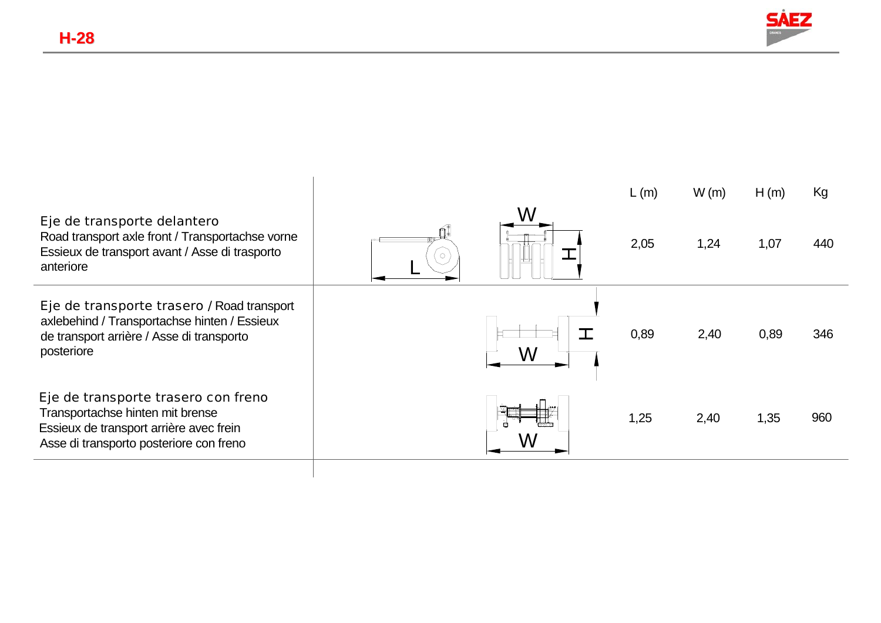# H-28

| | L (m) | W (m) | H (m) | Kg |
|---|---|---|---|---|
| Eje de transporte delantero<br>Road transport axle front / Transportachse vorne<br>Essieux de transport avant / Asse di trasporto anteriore | 2,05 | 1,24 | 1,07 | 440 |
| Eje de transporte trasero / Road transport axlebehind / Transportachse hinten / Essieux de transport arrière / Asse di trasporto posteriore | 0,89 | 2,40 | 0,89 | 346 |
| Eje de transporte trasero con freno<br>Transportachse hinten mit brense<br>Essieux de transport arrière avec frein<br>Asse di trasporto posteriore con freno | 1,25 | 2,40 | 1,35 | 960 |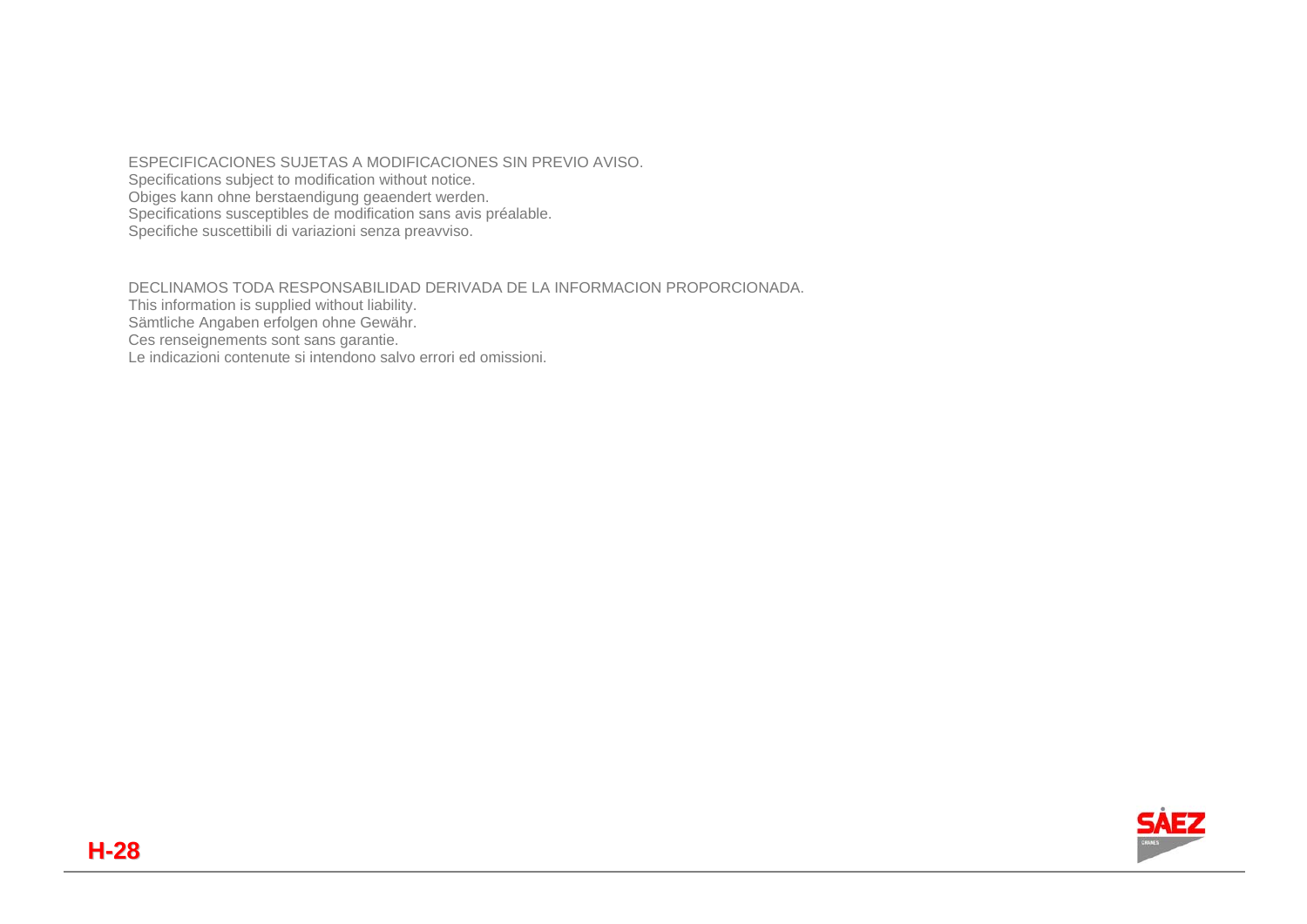ESPECIFICACIONES SUJETAS A MODIFICACIONES SIN PREVIO AVISO.
Specifications subject to modification without notice.
Obiges kann ohne berstaendigung geaendert werden.
Specifications susceptibles de modification sans avis préalable.
Specifiche suscettibili di variazioni senza preavviso.

DECLINAMOS TODA RESPONSABILIDAD DERIVADA DE LA INFORMACION PROPORCIONADA.
This information is supplied without liability.
Sämtliche Angaben erfolgen ohne Gewähr.
Ces renseignements sont sans garantie.
Le indicazioni contenute si intendono salvo errori ed omissioni.